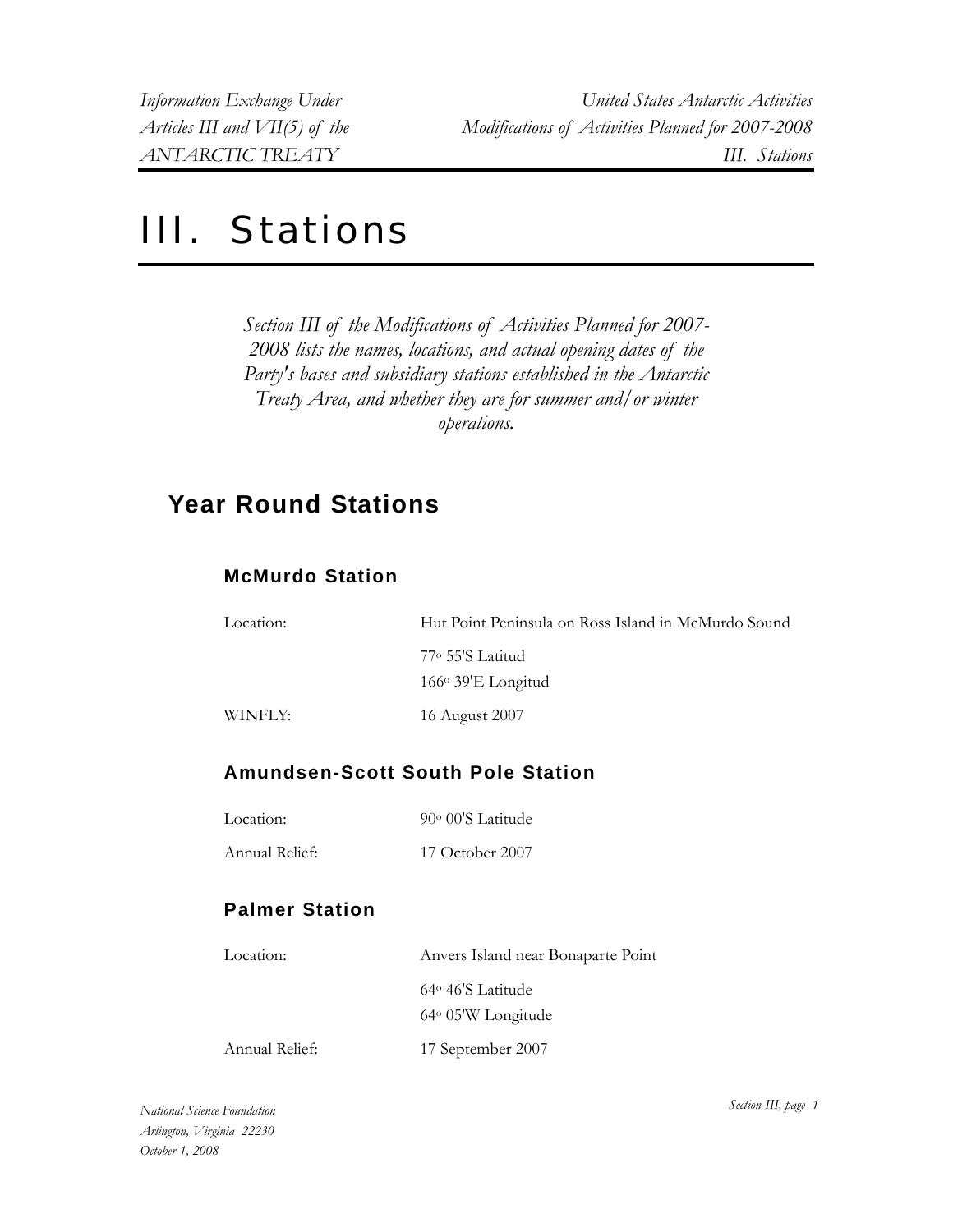# III. Stations

*Section III of the Modifications of Activities Planned for 2007-2008 lists the names, locations, and actual opening dates of the Party's bases and subsidiary stations established in the Antarctic Treaty Area, and whether they are for summer and/or winter operations.*

## Year Round Stations

### McMurdo Station

Location: Hut Point Peninsula on Ross Island in McMurdo Sound

77° 55'S Latitud
166° 39'E Longitud

WINFLY: 16 August 2007

### Amundsen-Scott South Pole Station

Location: 90° 00'S Latitude

Annual Relief: 17 October 2007

### Palmer Station

Location: Anvers Island near Bonaparte Point

64° 46'S Latitude
64° 05'W Longitude

Annual Relief: 17 September 2007

*National Science Foundation*
*Arlington, Virginia 22230*
*October 1, 2008*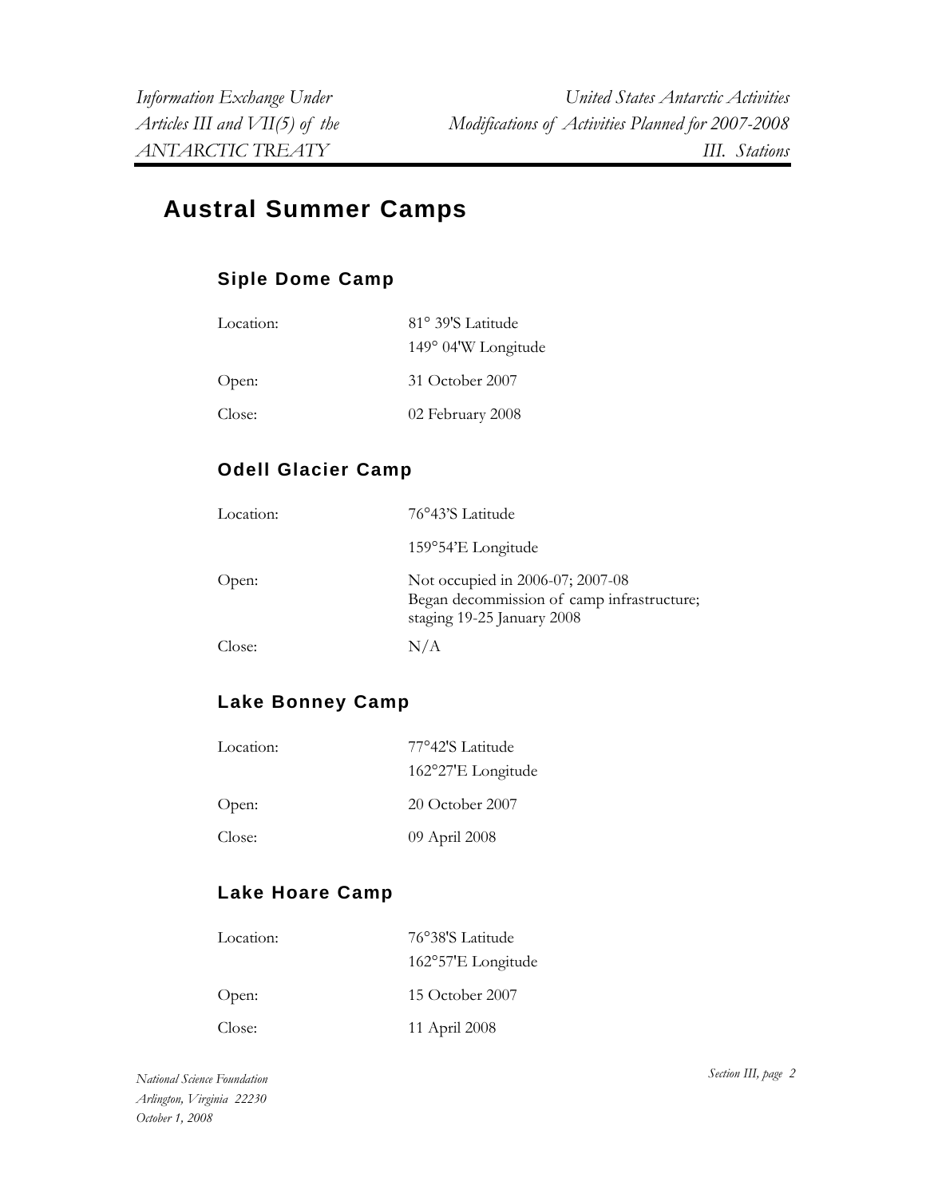## Austral Summer Camps

### Siple Dome Camp

| | |
|---|---|
| Location: | 81° 39'S Latitude<br>149° 04'W Longitude |
| Open: | 31 October 2007 |
| Close: | 02 February 2008 |

### Odell Glacier Camp

| | |
|---|---|
| Location: | 76°43'S Latitude<br>159°54'E Longitude |
| Open: | Not occupied in 2006-07; 2007-08<br>Began decommission of camp infrastructure; staging 19-25 January 2008 |
| Close: | N/A |

### Lake Bonney Camp

| | |
|---|---|
| Location: | 77°42'S Latitude<br>162°27'E Longitude |
| Open: | 20 October 2007 |
| Close: | 09 April 2008 |

### Lake Hoare Camp

| | |
|---|---|
| Location: | 76°38'S Latitude<br>162°57'E Longitude |
| Open: | 15 October 2007 |
| Close: | 11 April 2008 |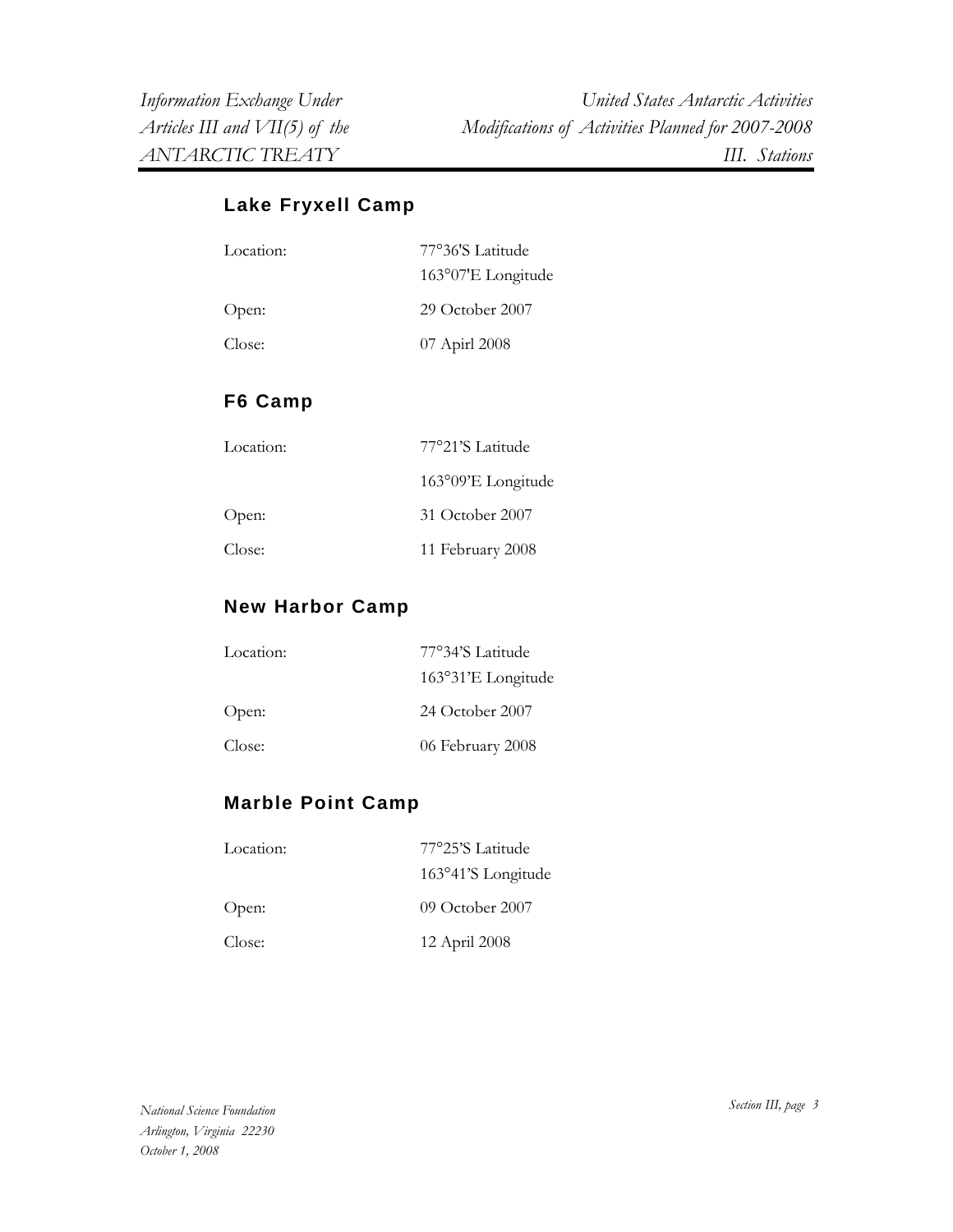## Lake Fryxell Camp

| | |
|---|---|
| Location: | 77°36'S Latitude<br>163°07'E Longitude |
| Open: | 29 October 2007 |
| Close: | 07 Apirl 2008 |

## F6 Camp

| | |
|---|---|
| Location: | 77°21'S Latitude<br>163°09'E Longitude |
| Open: | 31 October 2007 |
| Close: | 11 February 2008 |

## New Harbor Camp

| | |
|---|---|
| Location: | 77°34'S Latitude<br>163°31'E Longitude |
| Open: | 24 October 2007 |
| Close: | 06 February 2008 |

## Marble Point Camp

| | |
|---|---|
| Location: | 77°25'S Latitude<br>163°41'S Longitude |
| Open: | 09 October 2007 |
| Close: | 12 April 2008 |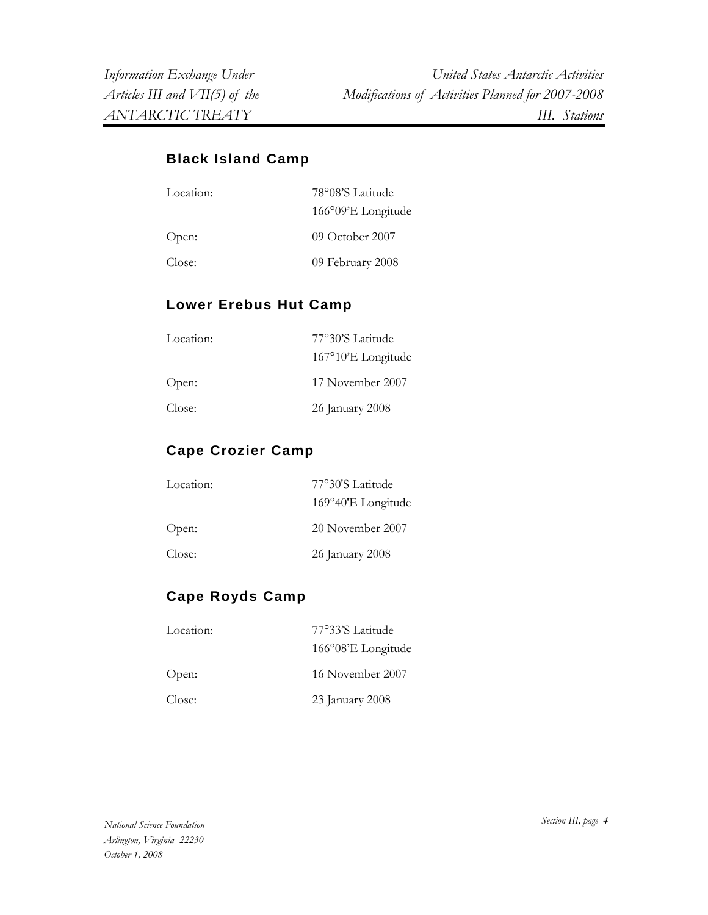## Black Island Camp

| | |
|---|---|
| Location: | 78°08'S Latitude<br>166°09'E Longitude |
| Open: | 09 October 2007 |
| Close: | 09 February 2008 |

## Lower Erebus Hut Camp

| | |
|---|---|
| Location: | 77°30'S Latitude<br>167°10'E Longitude |
| Open: | 17 November 2007 |
| Close: | 26 January 2008 |

## Cape Crozier Camp

| | |
|---|---|
| Location: | 77°30'S Latitude<br>169°40'E Longitude |
| Open: | 20 November 2007 |
| Close: | 26 January 2008 |

## Cape Royds Camp

| | |
|---|---|
| Location: | 77°33'S Latitude<br>166°08'E Longitude |
| Open: | 16 November 2007 |
| Close: | 23 January 2008 |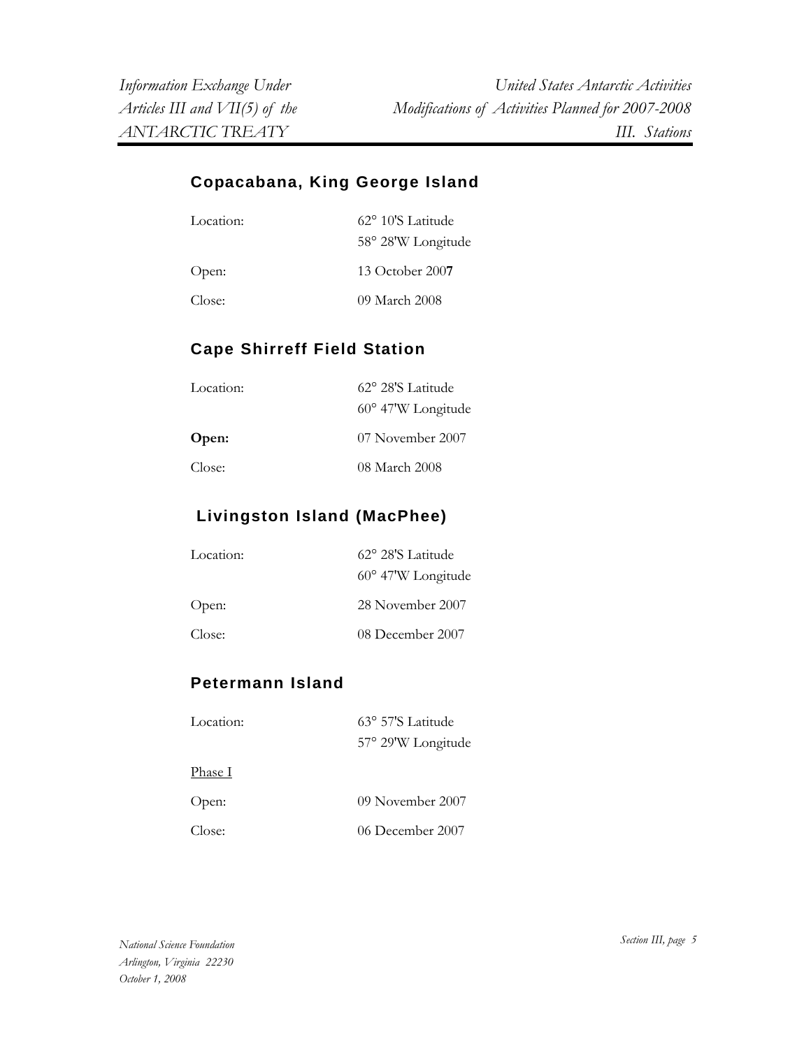## Copacabana, King George Island

Location: 62° 10'S Latitude
58° 28'W Longitude

Open: 13 October 200**7**

Close: 09 March 2008

## Cape Shirreff Field Station

Location: 62° 28'S Latitude
60° 47'W Longitude

**Open:** 07 November 2007

Close: 08 March 2008

## Livingston Island (MacPhee)

Location: 62° 28'S Latitude
60° 47'W Longitude

Open: 28 November 2007

Close: 08 December 2007

## Petermann Island

Location: 63° 57'S Latitude
57° 29'W Longitude

Phase I

Open: 09 November 2007

Close: 06 December 2007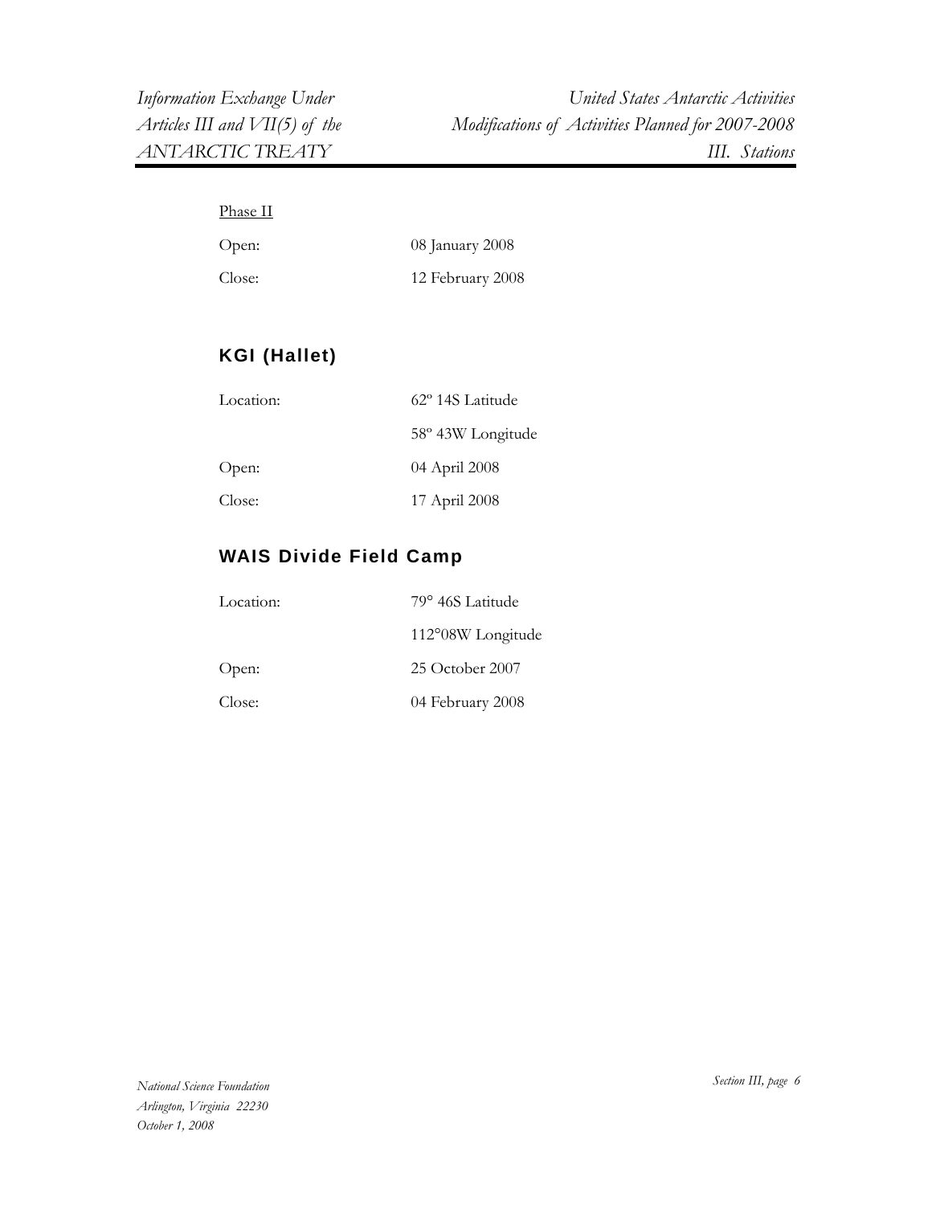Phase II

| | |
|---|---|
| Open: | 08 January 2008 |
| Close: | 12 February 2008 |

## KGI (Hallet)

| | |
|---|---|
| Location: | 62º 14S Latitude |
| | 58º 43W Longitude |
| Open: | 04 April 2008 |
| Close: | 17 April 2008 |

## WAIS Divide Field Camp

| | |
|---|---|
| Location: | 79° 46S Latitude |
| | 112°08W Longitude |
| Open: | 25 October 2007 |
| Close: | 04 February 2008 |